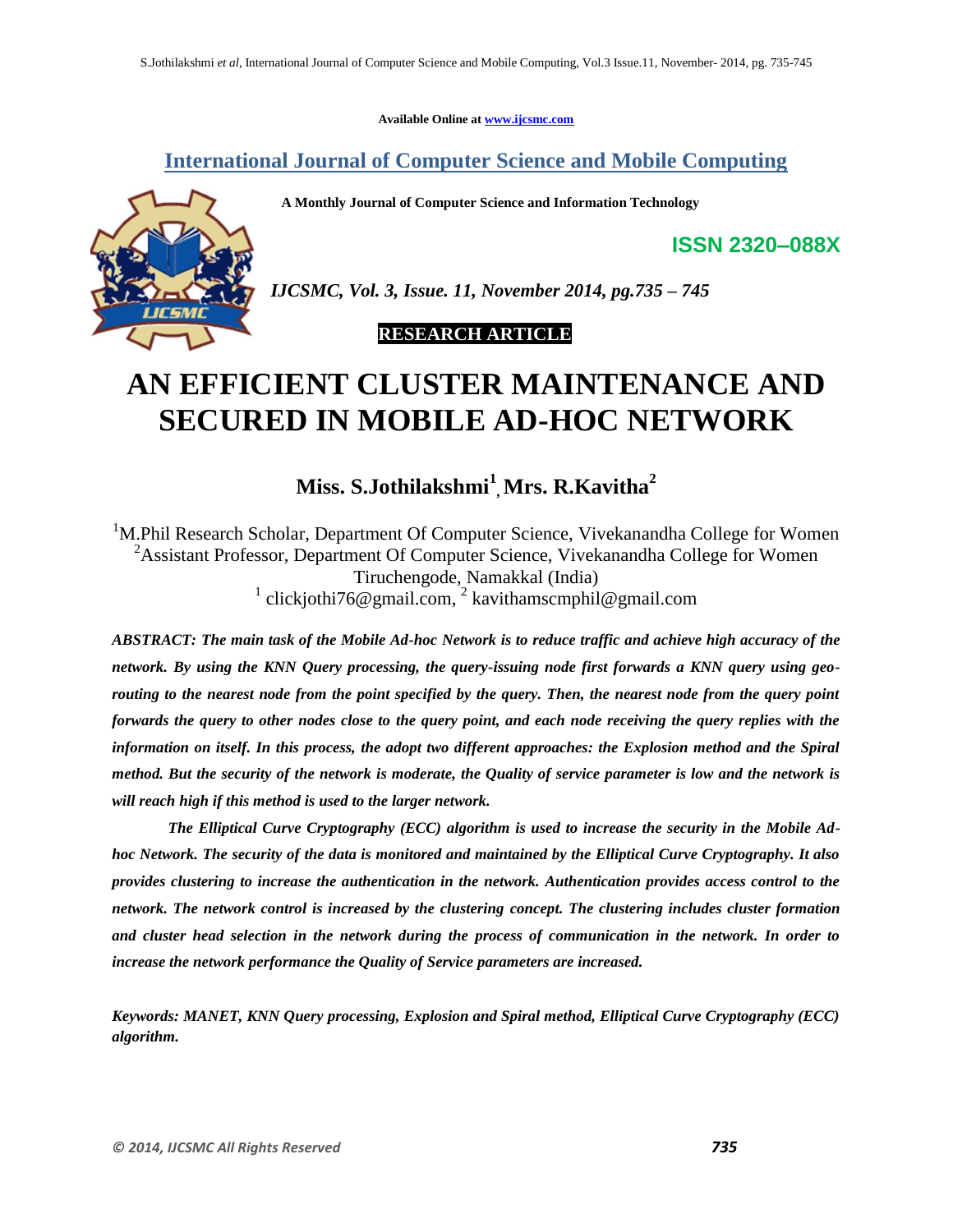Available Online at www.ijcsmc.com

## International Journal of Computer Science and Mobile Computing

**A Monthly Journal of Computer Science and Information Technology**

**ISSN 2320–088X**

*IJCSMC, Vol. 3, Issue. 11, November 2014, pg.735 – 745*

**RESEARCH ARTICLE**

# AN EFFICIENT CLUSTER MAINTENANCE AND SECURED IN MOBILE AD-HOC NETWORK

**Miss. S.Jothilakshmi[1], Mrs. R.Kavitha[2]**

[1]M.Phil Research Scholar, Department Of Computer Science, Vivekanandha College for Women
[2]Assistant Professor, Department Of Computer Science, Vivekanandha College for Women
Tiruchengode, Namakkal (India)
[1] clickjothi76@gmail.com, [2] kavithamscmphil@gmail.com

***ABSTRACT: The main task of the Mobile Ad-hoc Network is to reduce traffic and achieve high accuracy of the network. By using the KNN Query processing, the query-issuing node first forwards a KNN query using geo-routing to the nearest node from the point specified by the query. Then, the nearest node from the query point forwards the query to other nodes close to the query point, and each node receiving the query replies with the information on itself. In this process, the adopt two different approaches: the Explosion method and the Spiral method. But the security of the network is moderate, the Quality of service parameter is low and the network is will reach high if this method is used to the larger network.***

***The Elliptical Curve Cryptography (ECC) algorithm is used to increase the security in the Mobile Ad-hoc Network. The security of the data is monitored and maintained by the Elliptical Curve Cryptography. It also provides clustering to increase the authentication in the network. Authentication provides access control to the network. The network control is increased by the clustering concept. The clustering includes cluster formation and cluster head selection in the network during the process of communication in the network. In order to increase the network performance the Quality of Service parameters are increased.***

***Keywords: MANET, KNN Query processing, Explosion and Spiral method, Elliptical Curve Cryptography (ECC) algorithm.***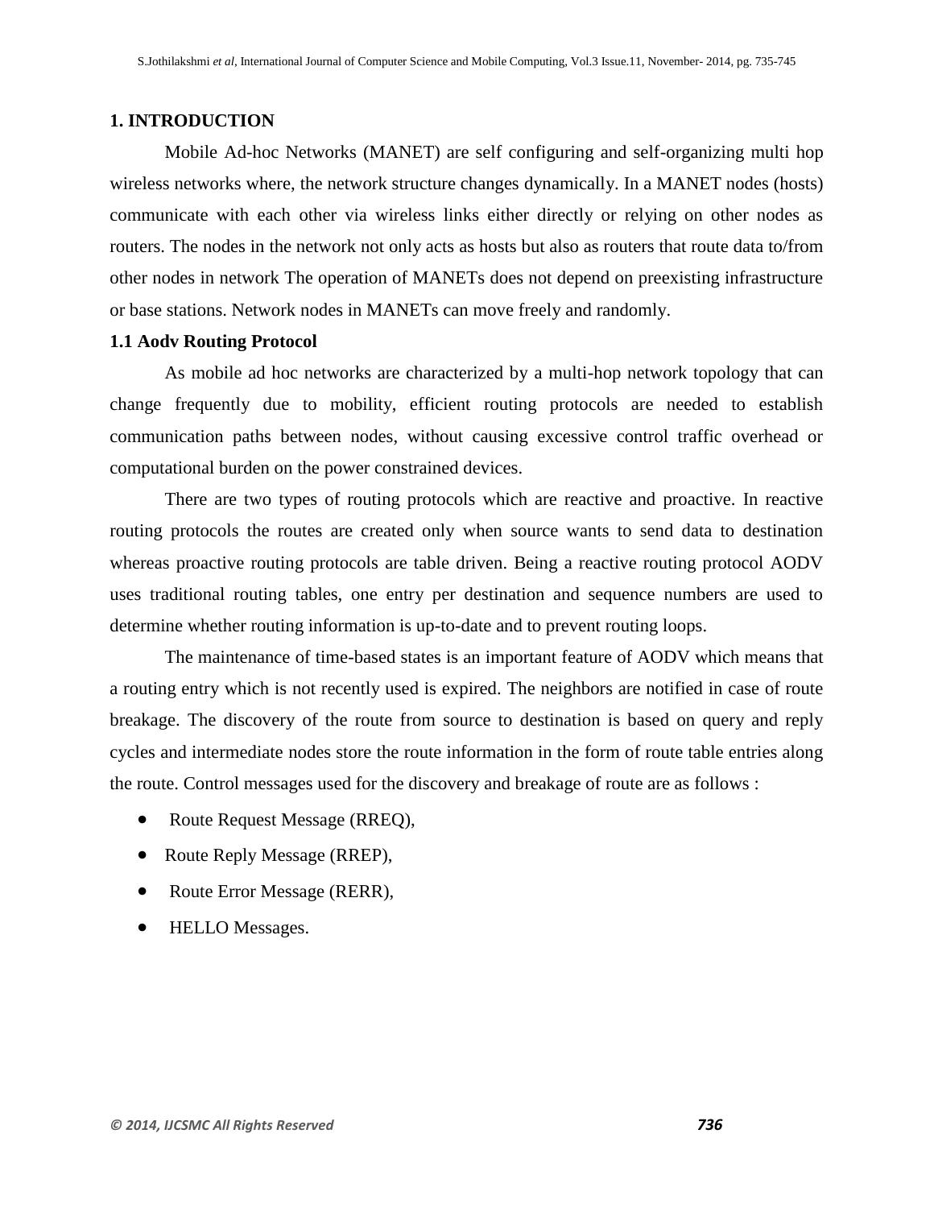## 1. INTRODUCTION

Mobile Ad-hoc Networks (MANET) are self configuring and self-organizing multi hop wireless networks where, the network structure changes dynamically. In a MANET nodes (hosts) communicate with each other via wireless links either directly or relying on other nodes as routers. The nodes in the network not only acts as hosts but also as routers that route data to/from other nodes in network The operation of MANETs does not depend on preexisting infrastructure or base stations. Network nodes in MANETs can move freely and randomly.

### 1.1 Aodv Routing Protocol

As mobile ad hoc networks are characterized by a multi-hop network topology that can change frequently due to mobility, efficient routing protocols are needed to establish communication paths between nodes, without causing excessive control traffic overhead or computational burden on the power constrained devices.

There are two types of routing protocols which are reactive and proactive. In reactive routing protocols the routes are created only when source wants to send data to destination whereas proactive routing protocols are table driven. Being a reactive routing protocol AODV uses traditional routing tables, one entry per destination and sequence numbers are used to determine whether routing information is up-to-date and to prevent routing loops.

The maintenance of time-based states is an important feature of AODV which means that a routing entry which is not recently used is expired. The neighbors are notified in case of route breakage. The discovery of the route from source to destination is based on query and reply cycles and intermediate nodes store the route information in the form of route table entries along the route. Control messages used for the discovery and breakage of route are as follows :

- Route Request Message (RREQ),
- Route Reply Message (RREP),
- Route Error Message (RERR),
- HELLO Messages.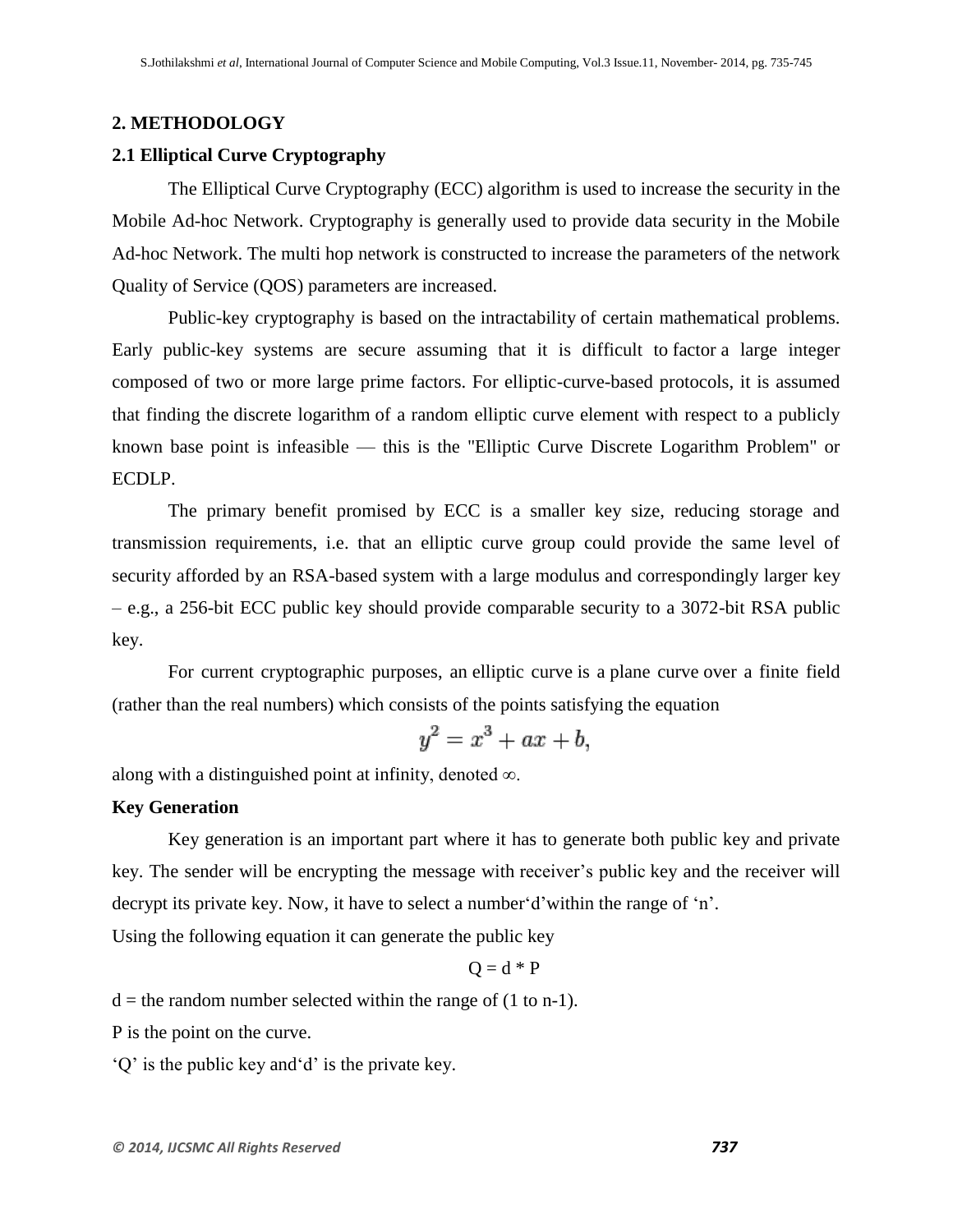## 2. METHODOLOGY

### 2.1 Elliptical Curve Cryptography

The Elliptical Curve Cryptography (ECC) algorithm is used to increase the security in the Mobile Ad-hoc Network. Cryptography is generally used to provide data security in the Mobile Ad-hoc Network. The multi hop network is constructed to increase the parameters of the network Quality of Service (QOS) parameters are increased.

Public-key cryptography is based on the intractability of certain mathematical problems. Early public-key systems are secure assuming that it is difficult to factor a large integer composed of two or more large prime factors. For elliptic-curve-based protocols, it is assumed that finding the discrete logarithm of a random elliptic curve element with respect to a publicly known base point is infeasible — this is the "Elliptic Curve Discrete Logarithm Problem" or ECDLP.

The primary benefit promised by ECC is a smaller key size, reducing storage and transmission requirements, i.e. that an elliptic curve group could provide the same level of security afforded by an RSA-based system with a large modulus and correspondingly larger key – e.g., a 256-bit ECC public key should provide comparable security to a 3072-bit RSA public key.

For current cryptographic purposes, an elliptic curve is a plane curve over a finite field (rather than the real numbers) which consists of the points satisfying the equation

$$y^2 = x^3 + ax + b,$$

along with a distinguished point at infinity, denoted $\infty$.

**Key Generation**

Key generation is an important part where it has to generate both public key and private key. The sender will be encrypting the message with receiver's public key and the receiver will decrypt its private key. Now, it have to select a number'd'within the range of 'n'.

Using the following equation it can generate the public key

$$Q = d * P$$

d = the random number selected within the range of (1 to n-1).

P is the point on the curve.

'Q' is the public key and'd' is the private key.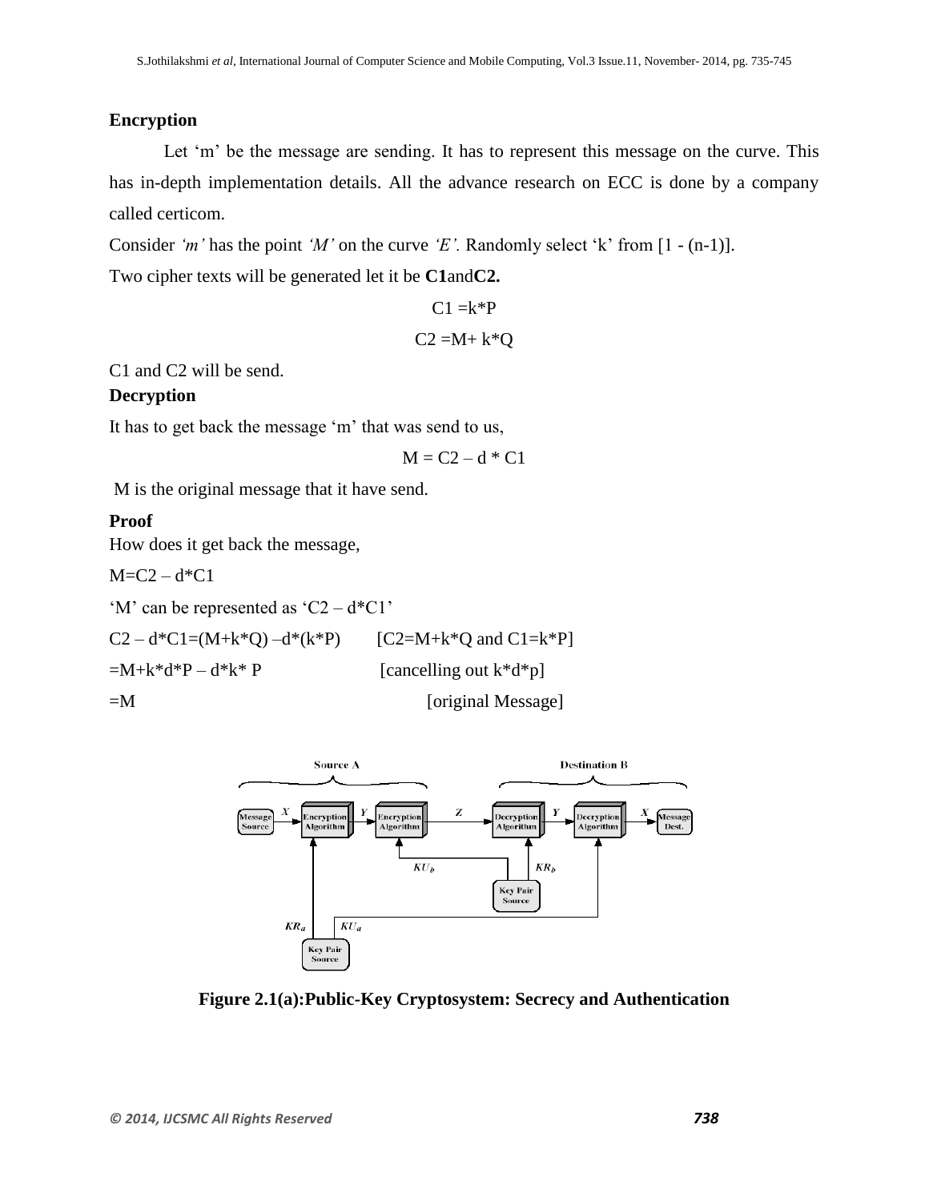**Encryption**

Let 'm' be the message are sending. It has to represent this message on the curve. This has in-depth implementation details. All the advance research on ECC is done by a company called certicom.

Consider *'m'* has the point *'M'* on the curve *'E'.* Randomly select 'k' from [1 - (n-1)].

Two cipher texts will be generated let it be **C1**and**C2.**

$$C1 = k*P$$

$$C2 = M + k*Q$$

C1 and C2 will be send.

**Decryption**

It has to get back the message 'm' that was send to us,

$$M = C2 - d * C1$$

M is the original message that it have send.

**Proof**

How does it get back the message,

$M = C2 - d*C1$

'M' can be represented as 'C2 – d*C1'

$C2 - d*C1 = (M+k*Q) - d*(k*P)$ [C2=M+k*Q and C1=k*P]

$= M + k*d*P - d*k*P$ [cancelling out k*d*p]

$= M$ [original Message]

**Figure 2.1(a):Public-Key Cryptosystem: Secrecy and Authentication**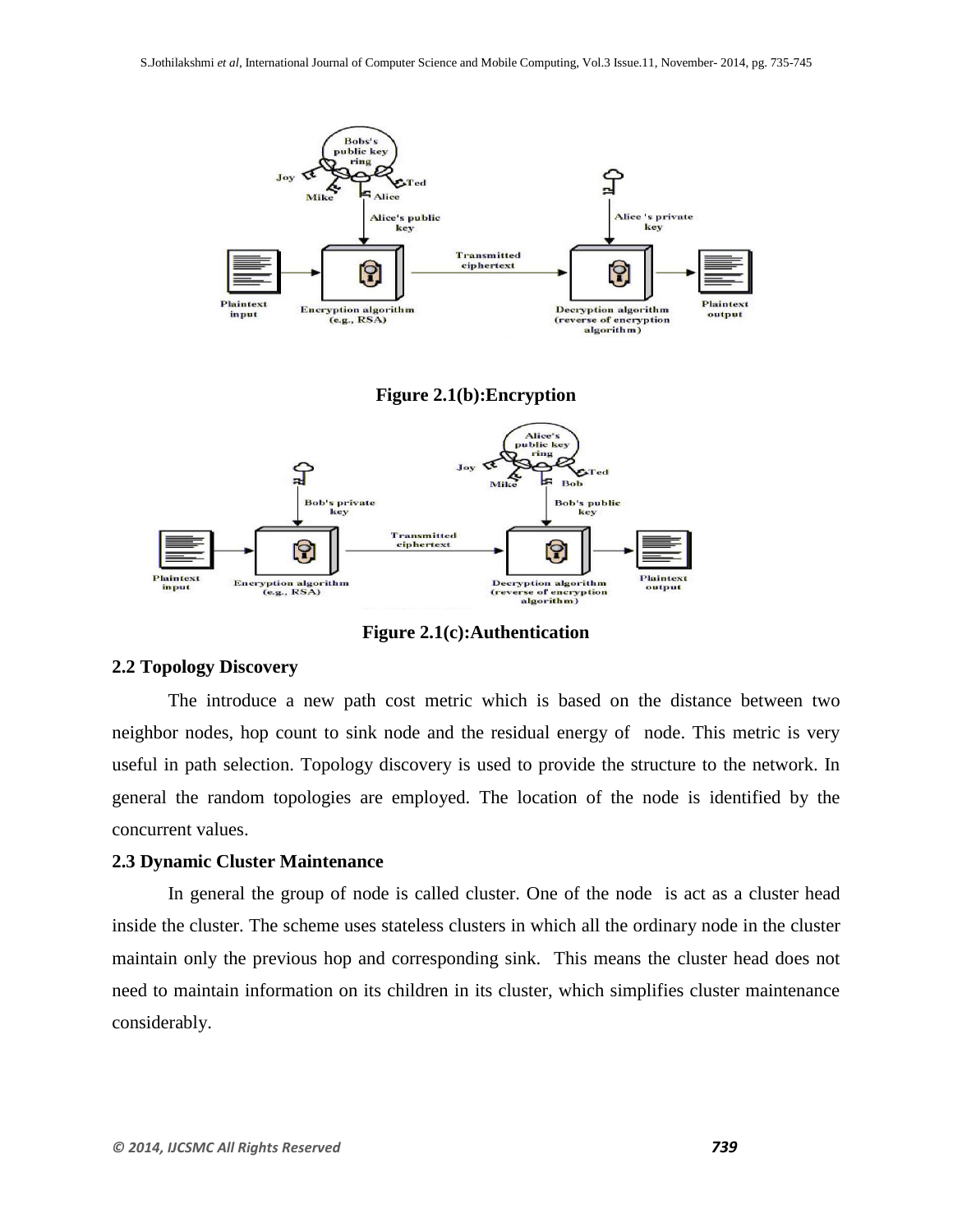**Figure 2.1(b):Encryption**

**Figure 2.1(c):Authentication**

### 2.2 Topology Discovery

The introduce a new path cost metric which is based on the distance between two neighbor nodes, hop count to sink node and the residual energy of node. This metric is very useful in path selection. Topology discovery is used to provide the structure to the network. In general the random topologies are employed. The location of the node is identified by the concurrent values.

### 2.3 Dynamic Cluster Maintenance

In general the group of node is called cluster. One of the node is act as a cluster head inside the cluster. The scheme uses stateless clusters in which all the ordinary node in the cluster maintain only the previous hop and corresponding sink. This means the cluster head does not need to maintain information on its children in its cluster, which simplifies cluster maintenance considerably.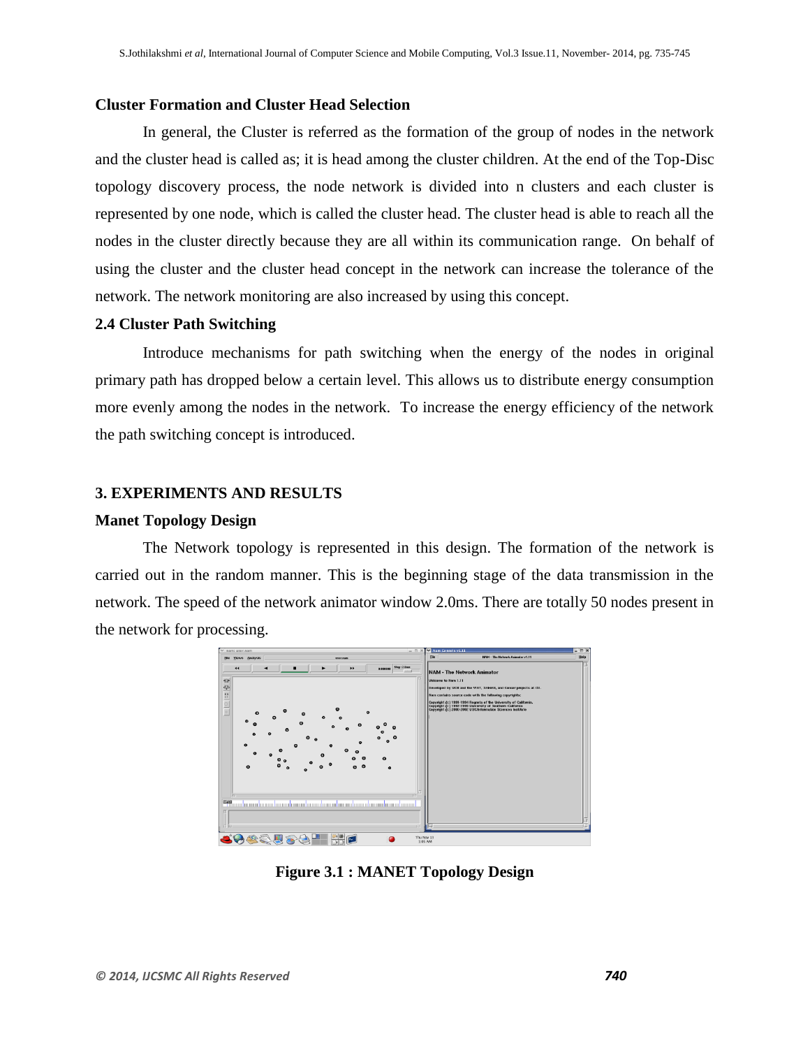### Cluster Formation and Cluster Head Selection

In general, the Cluster is referred as the formation of the group of nodes in the network and the cluster head is called as; it is head among the cluster children. At the end of the Top-Disc topology discovery process, the node network is divided into n clusters and each cluster is represented by one node, which is called the cluster head. The cluster head is able to reach all the nodes in the cluster directly because they are all within its communication range. On behalf of using the cluster and the cluster head concept in the network can increase the tolerance of the network. The network monitoring are also increased by using this concept.

### 2.4 Cluster Path Switching

Introduce mechanisms for path switching when the energy of the nodes in original primary path has dropped below a certain level. This allows us to distribute energy consumption more evenly among the nodes in the network. To increase the energy efficiency of the network the path switching concept is introduced.

## 3. EXPERIMENTS AND RESULTS

### Manet Topology Design

The Network topology is represented in this design. The formation of the network is carried out in the random manner. This is the beginning stage of the data transmission in the network. The speed of the network animator window 2.0ms. There are totally 50 nodes present in the network for processing.

**Figure 3.1 : MANET Topology Design**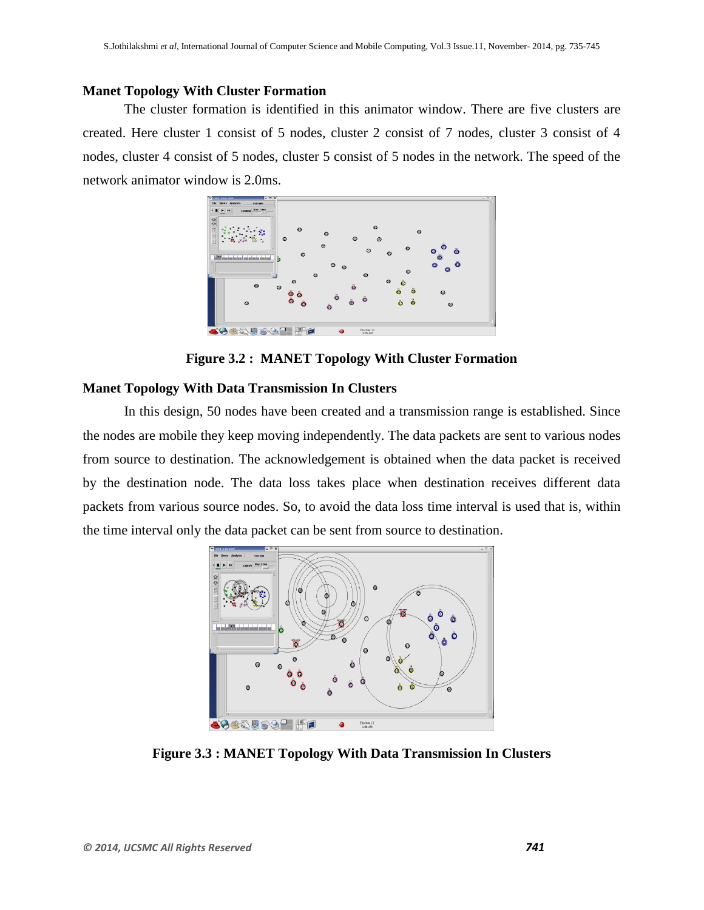**Manet Topology With Cluster Formation**

The cluster formation is identified in this animator window. There are five clusters are created. Here cluster 1 consist of 5 nodes, cluster 2 consist of 7 nodes, cluster 3 consist of 4 nodes, cluster 4 consist of 5 nodes, cluster 5 consist of 5 nodes in the network. The speed of the network animator window is 2.0ms.

**Figure 3.2 : MANET Topology With Cluster Formation**

**Manet Topology With Data Transmission In Clusters**

In this design, 50 nodes have been created and a transmission range is established. Since the nodes are mobile they keep moving independently. The data packets are sent to various nodes from source to destination. The acknowledgement is obtained when the data packet is received by the destination node. The data loss takes place when destination receives different data packets from various source nodes. So, to avoid the data loss time interval is used that is, within the time interval only the data packet can be sent from source to destination.

**Figure 3.3 : MANET Topology With Data Transmission In Clusters**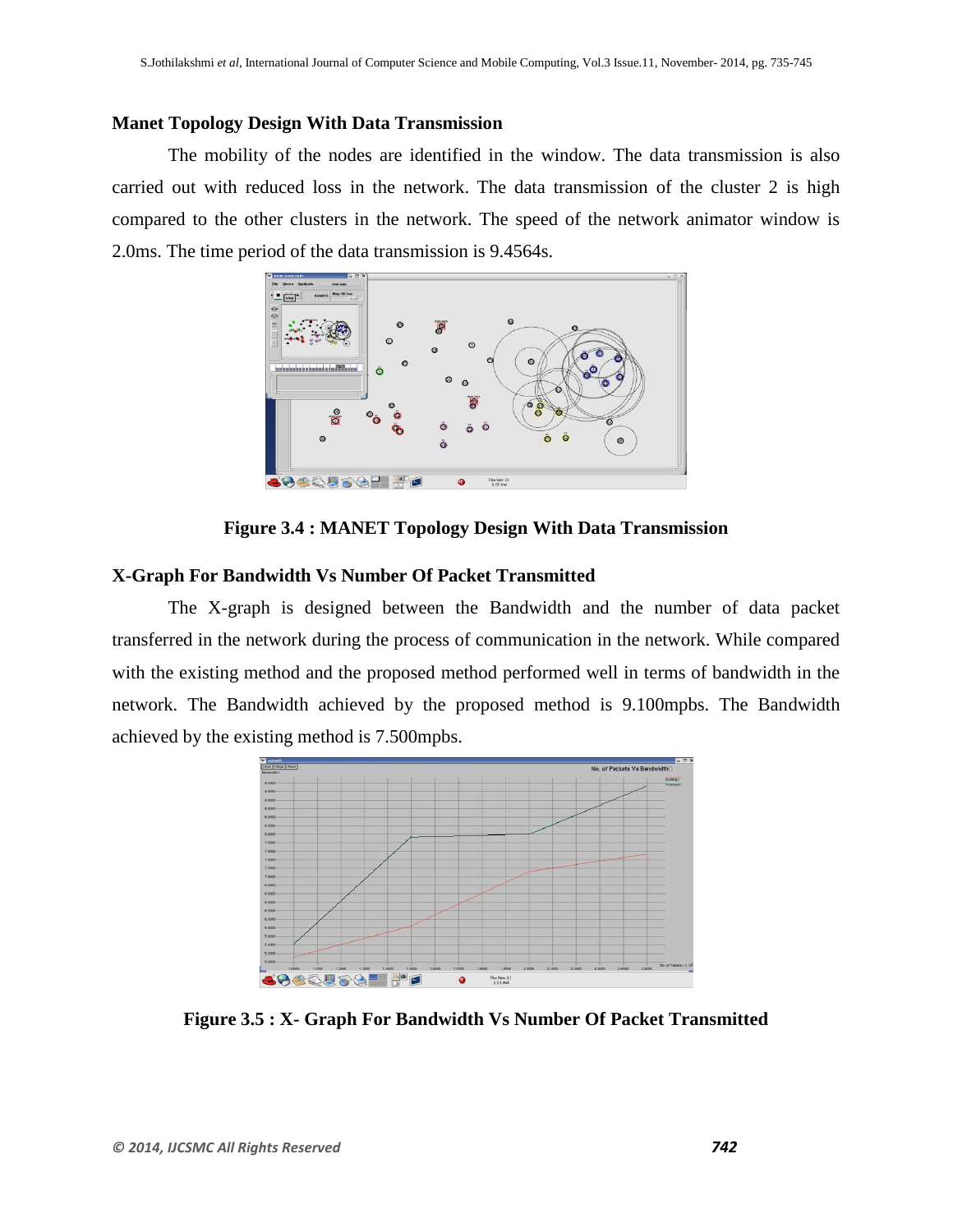### Manet Topology Design With Data Transmission

The mobility of the nodes are identified in the window. The data transmission is also carried out with reduced loss in the network. The data transmission of the cluster 2 is high compared to the other clusters in the network. The speed of the network animator window is 2.0ms. The time period of the data transmission is 9.4564s.

**Figure 3.4 : MANET Topology Design With Data Transmission**

### X-Graph For Bandwidth Vs Number Of Packet Transmitted

The X-graph is designed between the Bandwidth and the number of data packet transferred in the network during the process of communication in the network. While compared with the existing method and the proposed method performed well in terms of bandwidth in the network. The Bandwidth achieved by the proposed method is 9.100mpbs. The Bandwidth achieved by the existing method is 7.500mpbs.

**Figure 3.5 : X- Graph For Bandwidth Vs Number Of Packet Transmitted**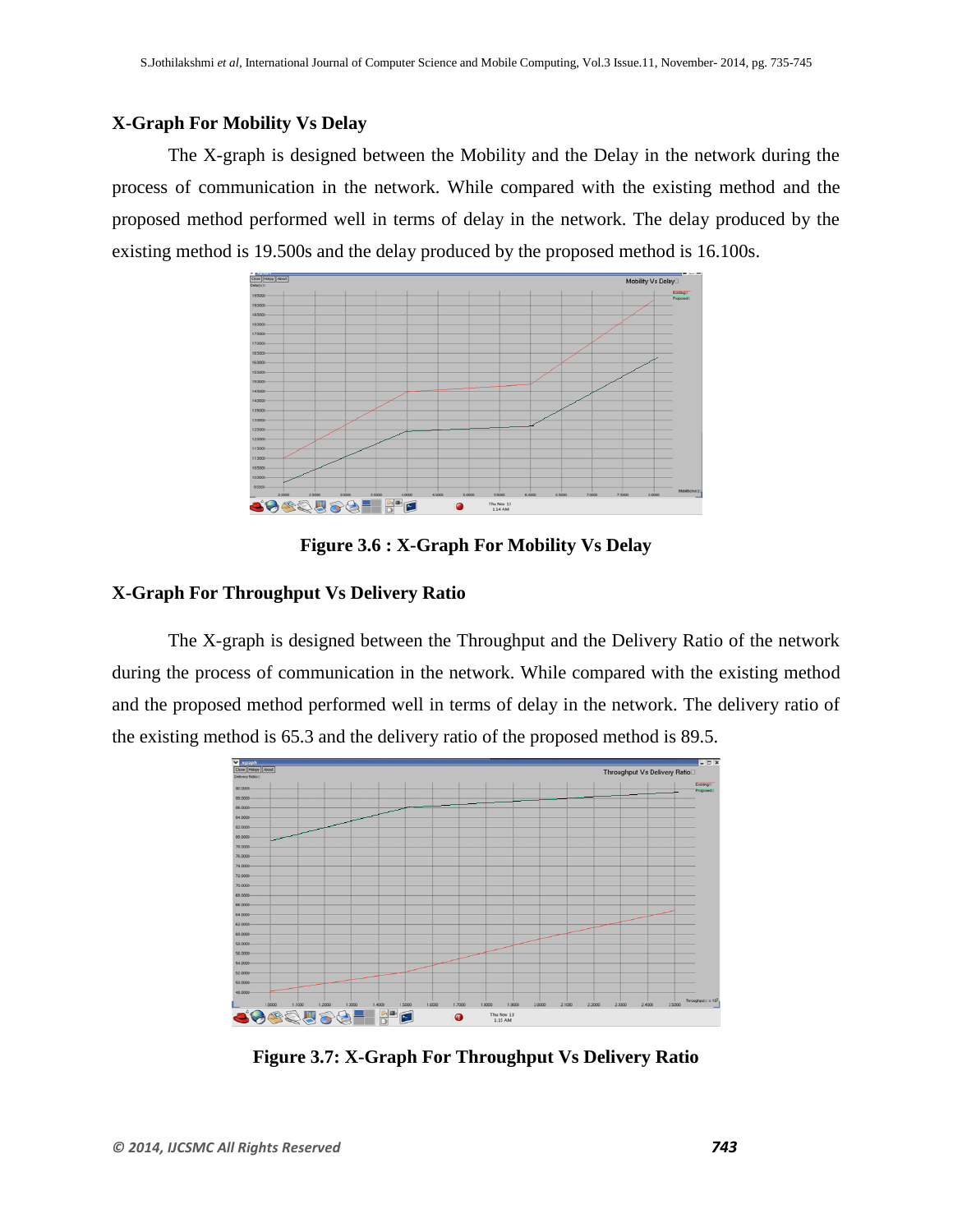### X-Graph For Mobility Vs Delay

The X-graph is designed between the Mobility and the Delay in the network during the process of communication in the network. While compared with the existing method and the proposed method performed well in terms of delay in the network. The delay produced by the existing method is 19.500s and the delay produced by the proposed method is 16.100s.

**Figure 3.6 : X-Graph For Mobility Vs Delay**

### X-Graph For Throughput Vs Delivery Ratio

The X-graph is designed between the Throughput and the Delivery Ratio of the network during the process of communication in the network. While compared with the existing method and the proposed method performed well in terms of delay in the network. The delivery ratio of the existing method is 65.3 and the delivery ratio of the proposed method is 89.5.

**Figure 3.7: X-Graph For Throughput Vs Delivery Ratio**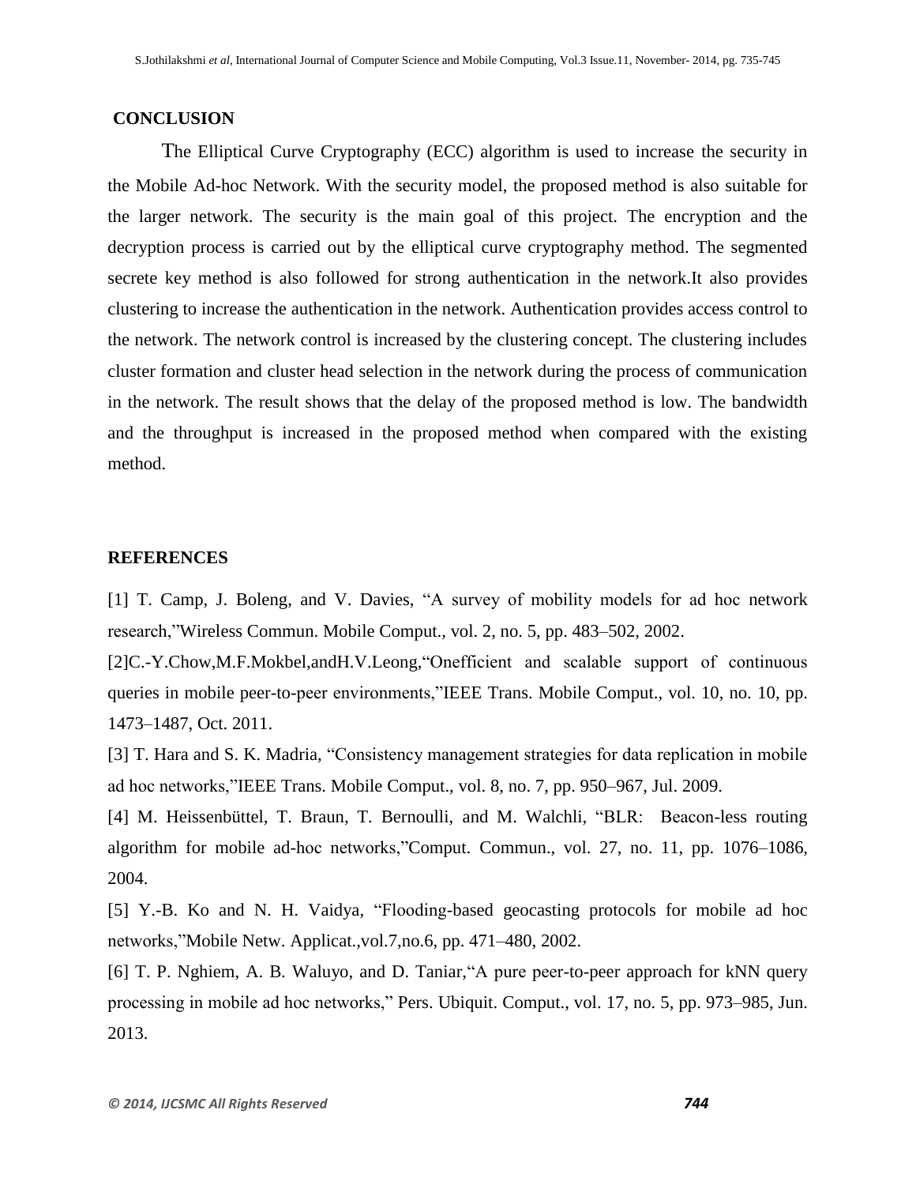## CONCLUSION

The Elliptical Curve Cryptography (ECC) algorithm is used to increase the security in the Mobile Ad-hoc Network. With the security model, the proposed method is also suitable for the larger network. The security is the main goal of this project. The encryption and the decryption process is carried out by the elliptical curve cryptography method. The segmented secrete key method is also followed for strong authentication in the network.It also provides clustering to increase the authentication in the network. Authentication provides access control to the network. The network control is increased by the clustering concept. The clustering includes cluster formation and cluster head selection in the network during the process of communication in the network. The result shows that the delay of the proposed method is low. The bandwidth and the throughput is increased in the proposed method when compared with the existing method.

## REFERENCES

[1] T. Camp, J. Boleng, and V. Davies, "A survey of mobility models for ad hoc network research,"Wireless Commun. Mobile Comput., vol. 2, no. 5, pp. 483–502, 2002.

[2]C.-Y.Chow,M.F.Mokbel,andH.V.Leong,"Onefficient and scalable support of continuous queries in mobile peer-to-peer environments,"IEEE Trans. Mobile Comput., vol. 10, no. 10, pp. 1473–1487, Oct. 2011.

[3] T. Hara and S. K. Madria, "Consistency management strategies for data replication in mobile ad hoc networks,"IEEE Trans. Mobile Comput., vol. 8, no. 7, pp. 950–967, Jul. 2009.

[4] M. Heissenbüttel, T. Braun, T. Bernoulli, and M. Walchli, "BLR: Beacon-less routing algorithm for mobile ad-hoc networks,"Comput. Commun., vol. 27, no. 11, pp. 1076–1086, 2004.

[5] Y.-B. Ko and N. H. Vaidya, "Flooding-based geocasting protocols for mobile ad hoc networks,"Mobile Netw. Applicat.,vol.7,no.6, pp. 471–480, 2002.

[6] T. P. Nghiem, A. B. Waluyo, and D. Taniar,"A pure peer-to-peer approach for kNN query processing in mobile ad hoc networks," Pers. Ubiquit. Comput., vol. 17, no. 5, pp. 973–985, Jun. 2013.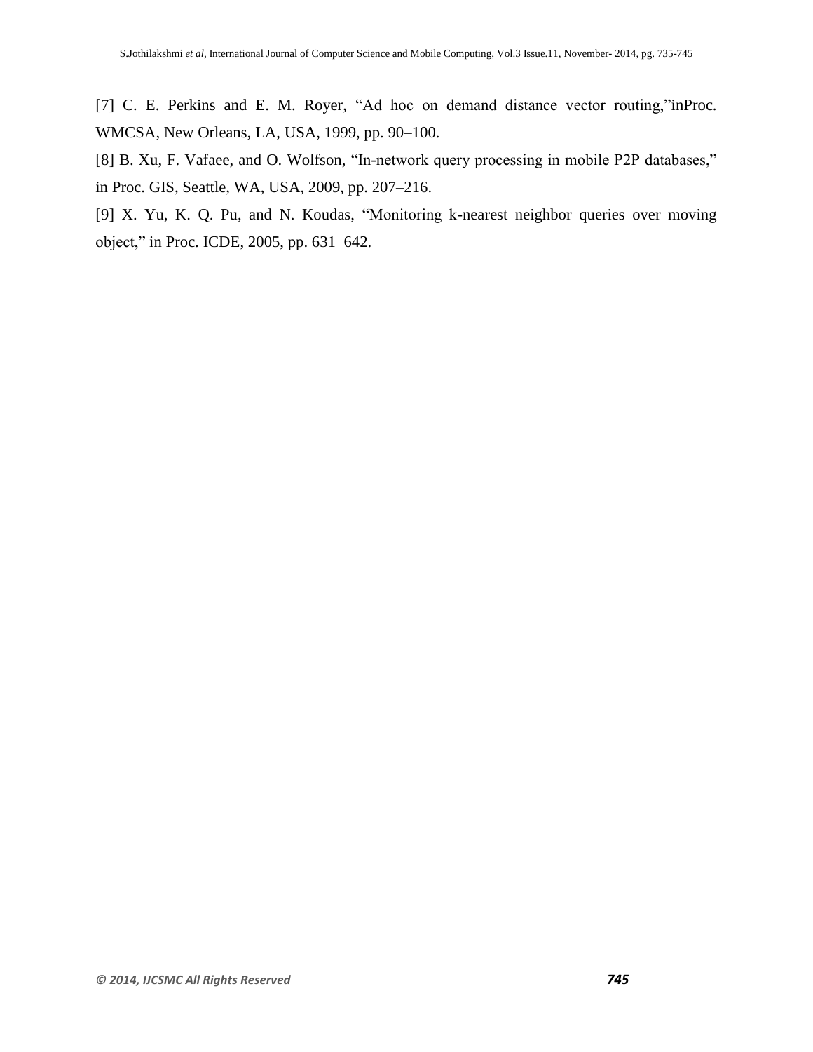[7] C. E. Perkins and E. M. Royer, “Ad hoc on demand distance vector routing,”inProc. WMCSA, New Orleans, LA, USA, 1999, pp. 90–100.

[8] B. Xu, F. Vafaee, and O. Wolfson, “In-network query processing in mobile P2P databases,” in Proc. GIS, Seattle, WA, USA, 2009, pp. 207–216.

[9] X. Yu, K. Q. Pu, and N. Koudas, “Monitoring k-nearest neighbor queries over moving object,” in Proc. ICDE, 2005, pp. 631–642.